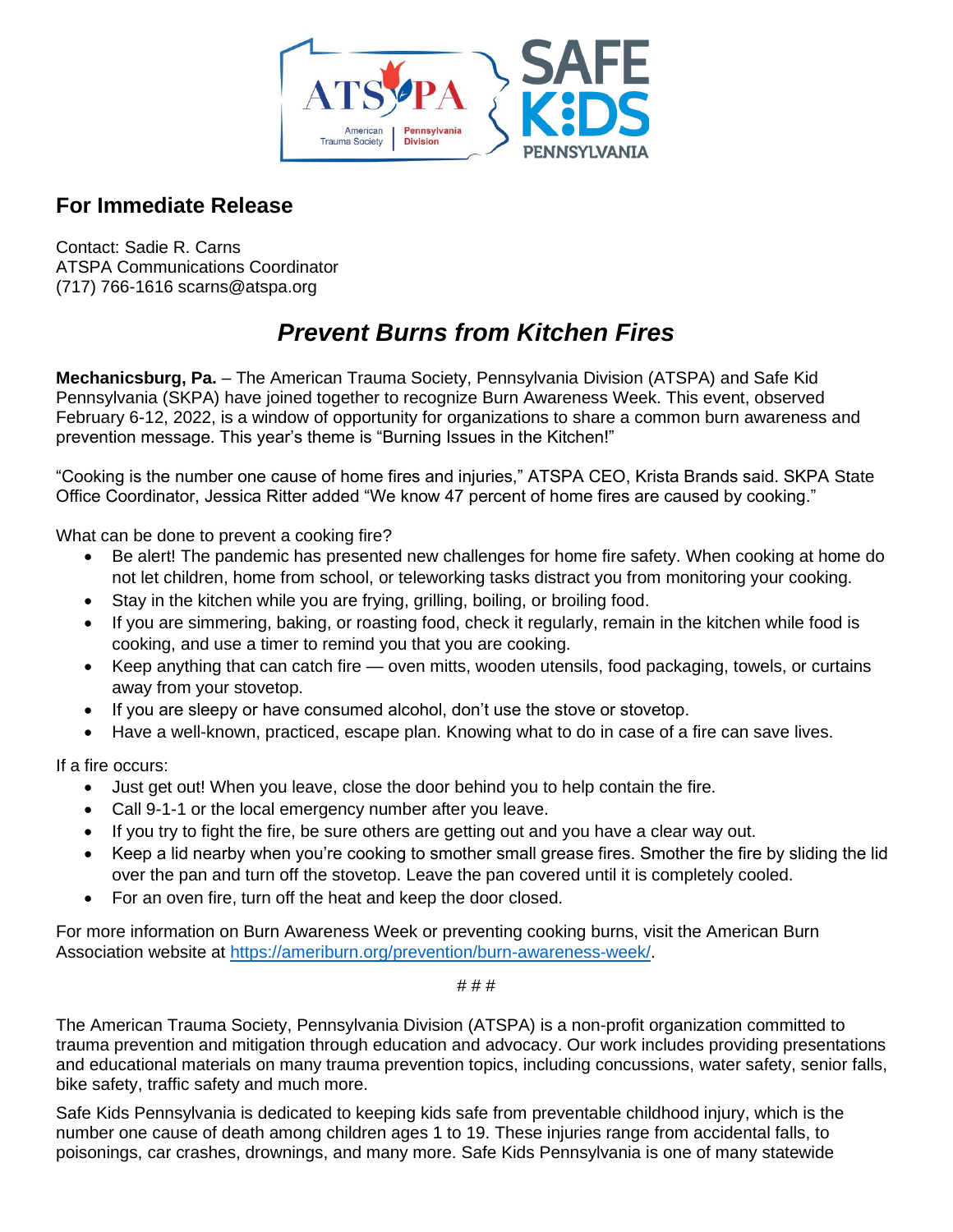## For Immediate Release

Contact: Sadie R. Carns
ATSPA Communications Coordinator
(717) 766-1616 scarns@atspa.org

# *Prevent Burns from Kitchen Fires*

**Mechanicsburg, Pa.** – The American Trauma Society, Pennsylvania Division (ATSPA) and Safe Kid Pennsylvania (SKPA) have joined together to recognize Burn Awareness Week. This event, observed February 6-12, 2022, is a window of opportunity for organizations to share a common burn awareness and prevention message. This year's theme is "Burning Issues in the Kitchen!"

"Cooking is the number one cause of home fires and injuries," ATSPA CEO, Krista Brands said. SKPA State Office Coordinator, Jessica Ritter added "We know 47 percent of home fires are caused by cooking."

What can be done to prevent a cooking fire?

- Be alert! The pandemic has presented new challenges for home fire safety. When cooking at home do not let children, home from school, or teleworking tasks distract you from monitoring your cooking.
- Stay in the kitchen while you are frying, grilling, boiling, or broiling food.
- If you are simmering, baking, or roasting food, check it regularly, remain in the kitchen while food is cooking, and use a timer to remind you that you are cooking.
- Keep anything that can catch fire — oven mitts, wooden utensils, food packaging, towels, or curtains away from your stovetop.
- If you are sleepy or have consumed alcohol, don't use the stove or stovetop.
- Have a well-known, practiced, escape plan. Knowing what to do in case of a fire can save lives.

If a fire occurs:

- Just get out! When you leave, close the door behind you to help contain the fire.
- Call 9-1-1 or the local emergency number after you leave.
- If you try to fight the fire, be sure others are getting out and you have a clear way out.
- Keep a lid nearby when you're cooking to smother small grease fires. Smother the fire by sliding the lid over the pan and turn off the stovetop. Leave the pan covered until it is completely cooled.
- For an oven fire, turn off the heat and keep the door closed.

For more information on Burn Awareness Week or preventing cooking burns, visit the American Burn Association website at https://ameriburn.org/prevention/burn-awareness-week/.

# # #

The American Trauma Society, Pennsylvania Division (ATSPA) is a non-profit organization committed to trauma prevention and mitigation through education and advocacy. Our work includes providing presentations and educational materials on many trauma prevention topics, including concussions, water safety, senior falls, bike safety, traffic safety and much more.

Safe Kids Pennsylvania is dedicated to keeping kids safe from preventable childhood injury, which is the number one cause of death among children ages 1 to 19. These injuries range from accidental falls, to poisonings, car crashes, drownings, and many more. Safe Kids Pennsylvania is one of many statewide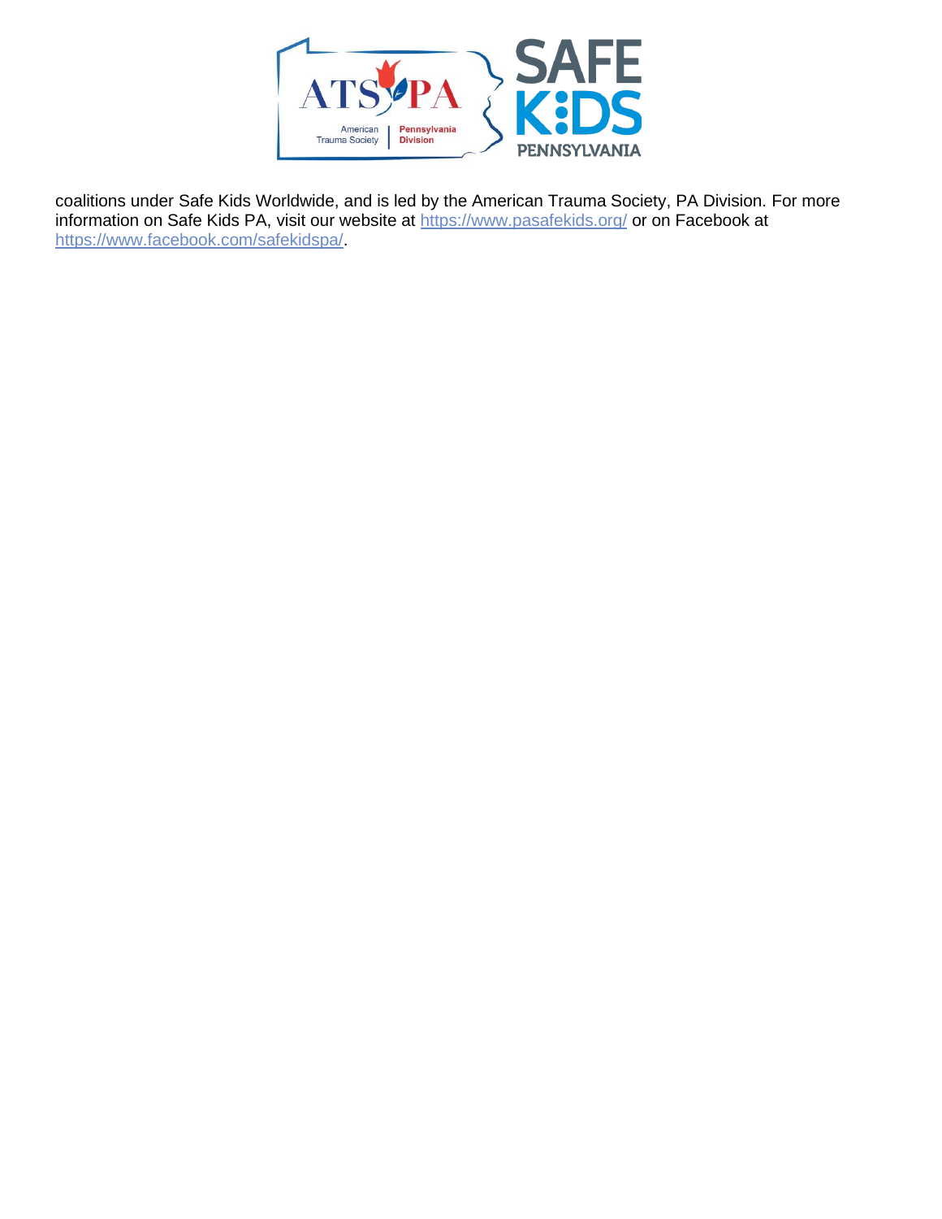coalitions under Safe Kids Worldwide, and is led by the American Trauma Society, PA Division. For more information on Safe Kids PA, visit our website at https://www.pasafekids.org/ or on Facebook at https://www.facebook.com/safekidspa/.